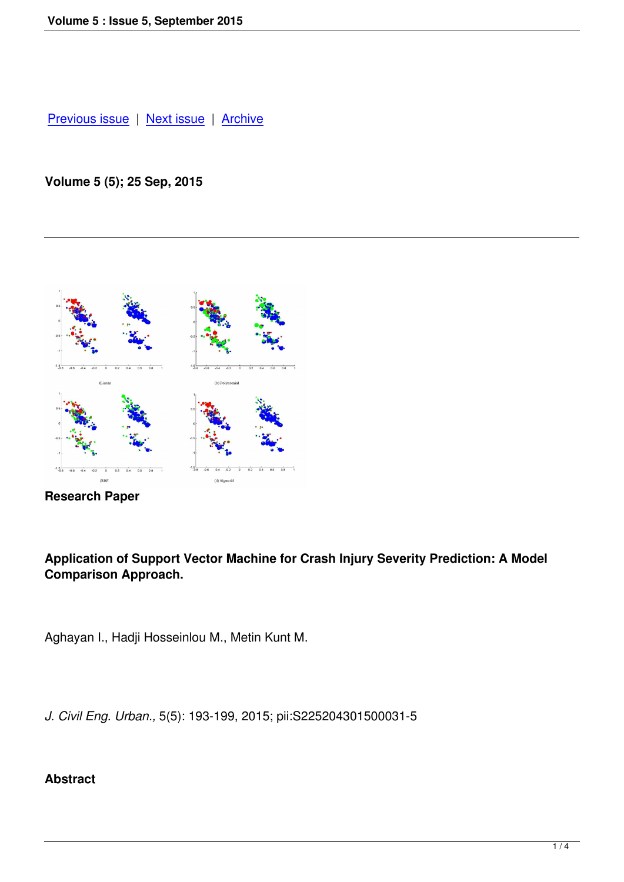Previous issue | Next issue | Archive

**Volume 5 (5); 25 Sep, 2015**

---

**Research Paper**

**Application of Support Vector Machine for Crash Injury Severity Prediction: A Model Comparison Approach.**

Aghayan I., Hadji Hosseinlou M., Metin Kunt M.

*J. Civil Eng. Urban.,* 5(5): 193-199, 2015; pii:S225204301500031-5

**Abstract**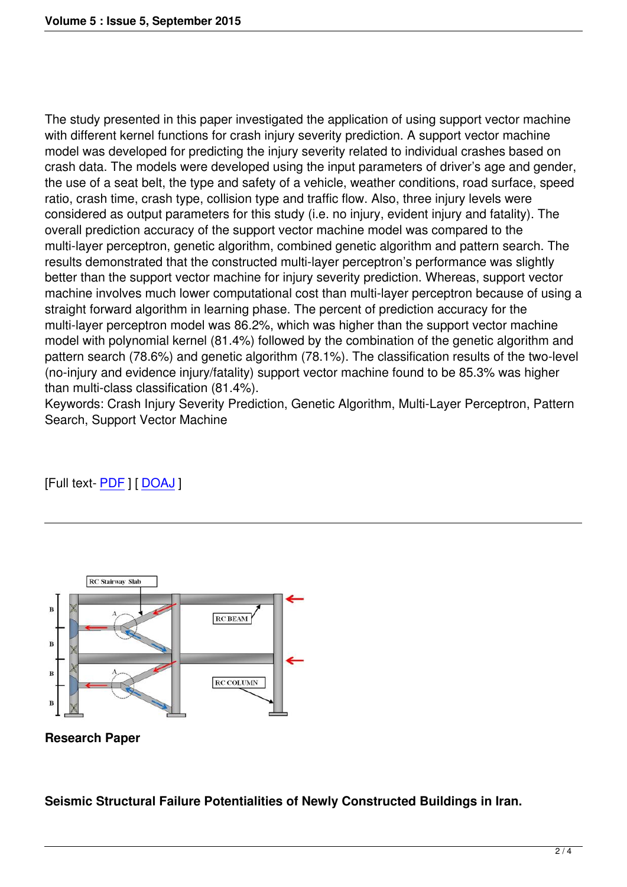The study presented in this paper investigated the application of using support vector machine with different kernel functions for crash injury severity prediction. A support vector machine model was developed for predicting the injury severity related to individual crashes based on crash data. The models were developed using the input parameters of driver's age and gender, the use of a seat belt, the type and safety of a vehicle, weather conditions, road surface, speed ratio, crash time, crash type, collision type and traffic flow. Also, three injury levels were considered as output parameters for this study (i.e. no injury, evident injury and fatality). The overall prediction accuracy of the support vector machine model was compared to the multi-layer perceptron, genetic algorithm, combined genetic algorithm and pattern search. The results demonstrated that the constructed multi-layer perceptron's performance was slightly better than the support vector machine for injury severity prediction. Whereas, support vector machine involves much lower computational cost than multi-layer perceptron because of using a straight forward algorithm in learning phase. The percent of prediction accuracy for the multi-layer perceptron model was 86.2%, which was higher than the support vector machine model with polynomial kernel (81.4%) followed by the combination of the genetic algorithm and pattern search (78.6%) and genetic algorithm (78.1%). The classification results of the two-level (no-injury and evidence injury/fatality) support vector machine found to be 85.3% was higher than multi-class classification (81.4%).

Keywords: Crash Injury Severity Prediction, Genetic Algorithm, Multi-Layer Perceptron, Pattern Search, Support Vector Machine

[Full text- PDF ] [ DOAJ ]

---

**Research Paper**

**Seismic Structural Failure Potentialities of Newly Constructed Buildings in Iran.**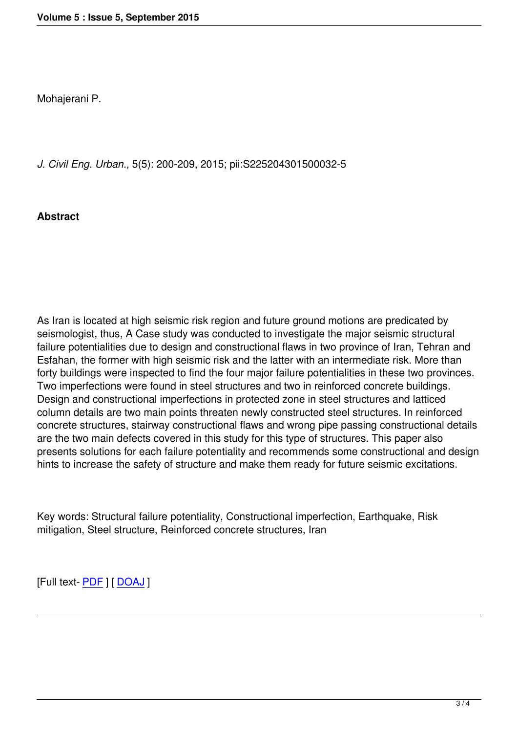Mohajerani P.

*J. Civil Eng. Urban.,* 5(5): 200-209, 2015; pii:S225204301500032-5

**Abstract**

As Iran is located at high seismic risk region and future ground motions are predicated by seismologist, thus, A Case study was conducted to investigate the major seismic structural failure potentialities due to design and constructional flaws in two province of Iran, Tehran and Esfahan, the former with high seismic risk and the latter with an intermediate risk. More than forty buildings were inspected to find the four major failure potentialities in these two provinces. Two imperfections were found in steel structures and two in reinforced concrete buildings. Design and constructional imperfections in protected zone in steel structures and latticed column details are two main points threaten newly constructed steel structures. In reinforced concrete structures, stairway constructional flaws and wrong pipe passing constructional details are the two main defects covered in this study for this type of structures. This paper also presents solutions for each failure potentiality and recommends some constructional and design hints to increase the safety of structure and make them ready for future seismic excitations.

Key words: Structural failure potentiality, Constructional imperfection, Earthquake, Risk mitigation, Steel structure, Reinforced concrete structures, Iran

[Full text- PDF ] [ DOAJ ]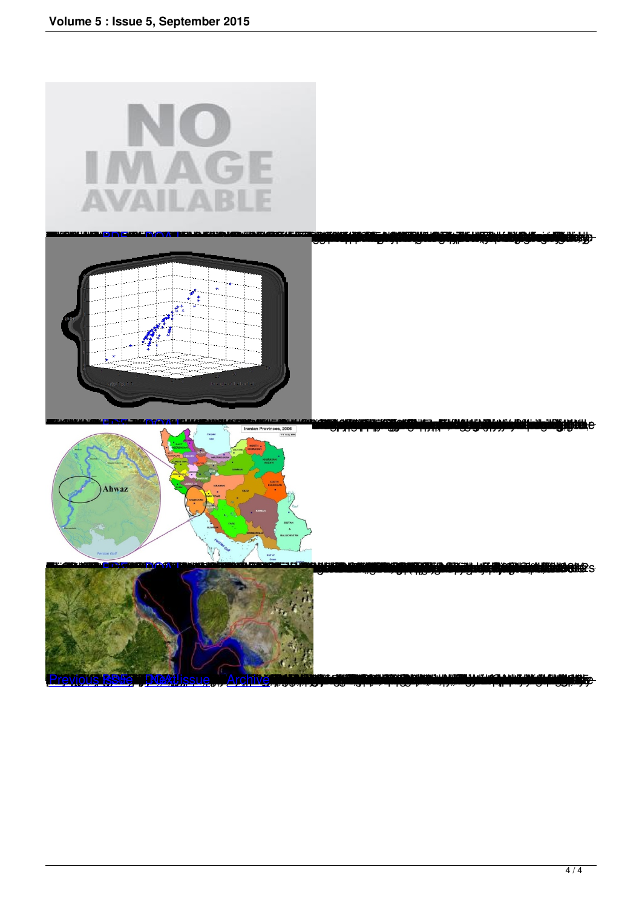Previous Issue | Next Issue | Archive